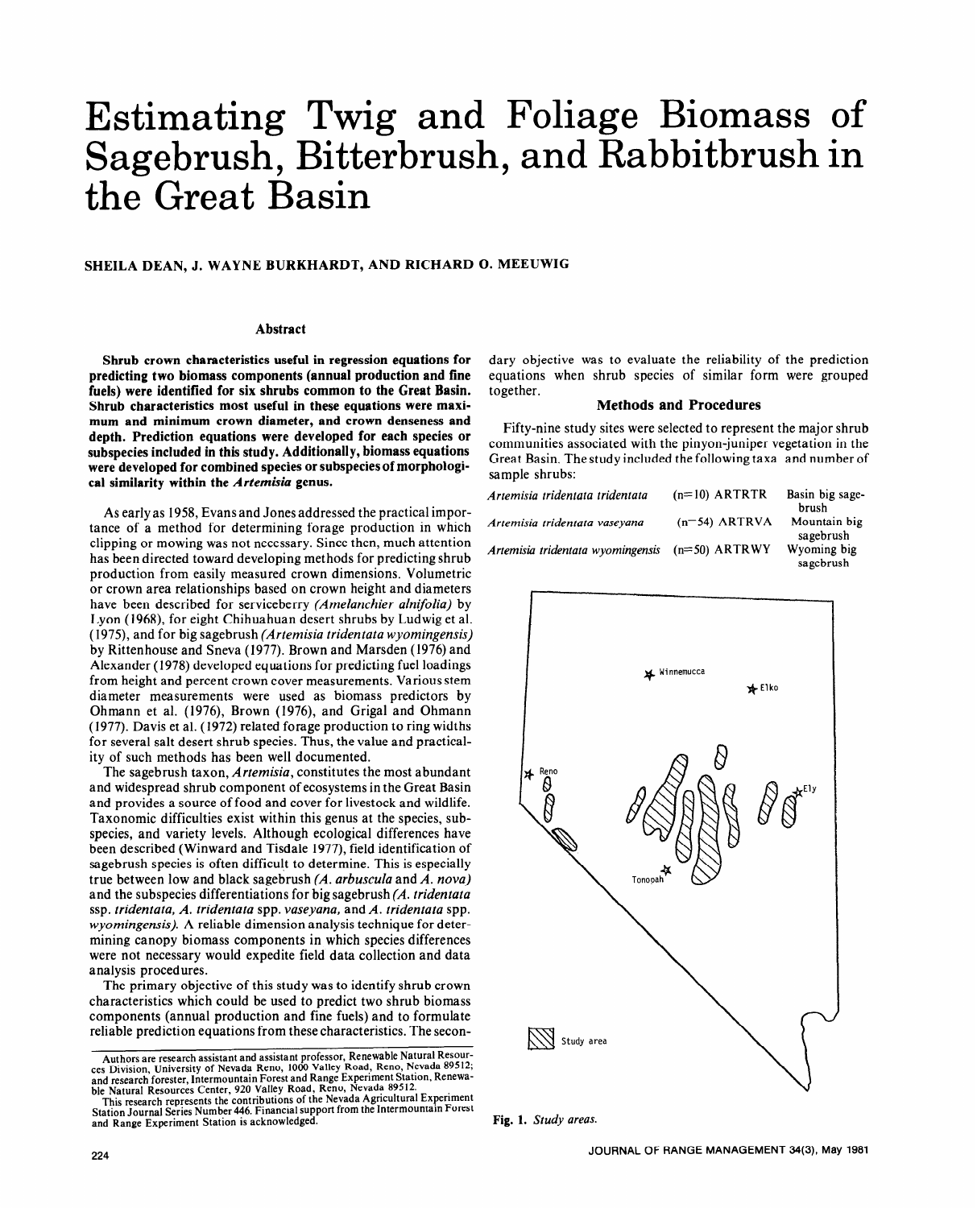# Estimating Twig and Foliage Biomass of Sagebrush, Bitterbrush, and Rabbitbrush in the Great Basin

**SHEILA DEAN, J. WAYNE BURKHARDT, AND RICHARD O. MEEUWIG**

### Abstract

**Shrub crown characteristics useful in regression equations for predicting two biomass components (annual production and fine fuels) were identified for six shrubs common to the Great Basin. Shrub characteristics most useful in these equations were maximum and minimum crown diameter, and crown denseness and depth. Prediction equations were developed for each species or subspecies included in this study. Additionally, biomass equations were developed for combined species or subspecies of morphological similarity within the *Artemisia* genus.**

As early as 1958, Evans and Jones addressed the practical importance of a method for determining forage production in which clipping or mowing was not necessary. Since then, much attention has been directed toward developing methods for predicting shrub production from easily measured crown dimensions. Volumetric or crown area relationships based on crown height and diameters have been described for serviceberry *(Amelanchier alnifolia)* by Lyon (1968), for eight Chihuahuan desert shrubs by Ludwig et al. (1975), and for big sagebrush *(Artemisia tridentata wyomingensis)* by Rittenhouse and Sneva (1977). Brown and Marsden (1976) and Alexander (1978) developed equations for predicting fuel loadings from height and percent crown cover measurements. Various stem diameter measurements were used as biomass predictors by Ohmann et al. (1976), Brown (1976), and Grigal and Ohmann (1977). Davis et al. (1972) related forage production to ring widths for several salt desert shrub species. Thus, the value and practicality of such methods has been well documented.

The sagebrush taxon, *Artemisia*, constitutes the most abundant and widespread shrub component of ecosystems in the Great Basin and provides a source of food and cover for livestock and wildlife. Taxonomic difficulties exist within this genus at the species, subspecies, and variety levels. Although ecological differences have been described (Winward and Tisdale 1977), field identification of sagebrush species is often difficult to determine. This is especially true between low and black sagebrush *(A. arbuscula* and *A. nova)* and the subspecies differentiations for big sagebrush *(A. tridentata* ssp. *tridentata, A. tridentata* spp. *vaseyana,* and *A. tridentata* spp. *wyomingensis).* A reliable dimension analysis technique for determining canopy biomass components in which species differences were not necessary would expedite field data collection and data analysis procedures.

The primary objective of this study was to identify shrub crown characteristics which could be used to predict two shrub biomass components (annual production and fine fuels) and to formulate reliable prediction equations from these characteristics. The secondary objective was to evaluate the reliability of the prediction equations when shrub species of similar form were grouped together.

## Methods and Procedures

Fifty-nine study sites were selected to represent the major shrub communities associated with the pinyon-juniper vegetation in the Great Basin. The study included the following taxa and number of sample shrubs:

| | | | |
|---|---|---|---|
| *Artemisia tridentata tridentata* | (n=10) | ARTRTR | Basin big sagebrush |
| *Artemisia tridentata vaseyana* | (n=54) | ARTRVA | Mountain big sagebrush |
| *Artemisia tridentata wyomingensis* | (n=50) | ARTRWY | Wyoming big sagebrush |

Winnemucca

Elko

Reno

Ely

Tonopah

Study area

Fig. 1. *Study areas.*

Authors are research assistant and assistant professor, Renewable Natural Resources Division, University of Nevada Reno, 1000 Valley Road, Reno, Nevada 89512; and research forester, Intermountain Forest and Range Experiment Station, Renewable Natural Resources Center, 920 Valley Road, Reno, Nevada 89512.

This research represents the contributions of the Nevada Agricultural Experiment Station Journal Series Number 446. Financial support from the Intermountain Forest and Range Experiment Station is acknowledged.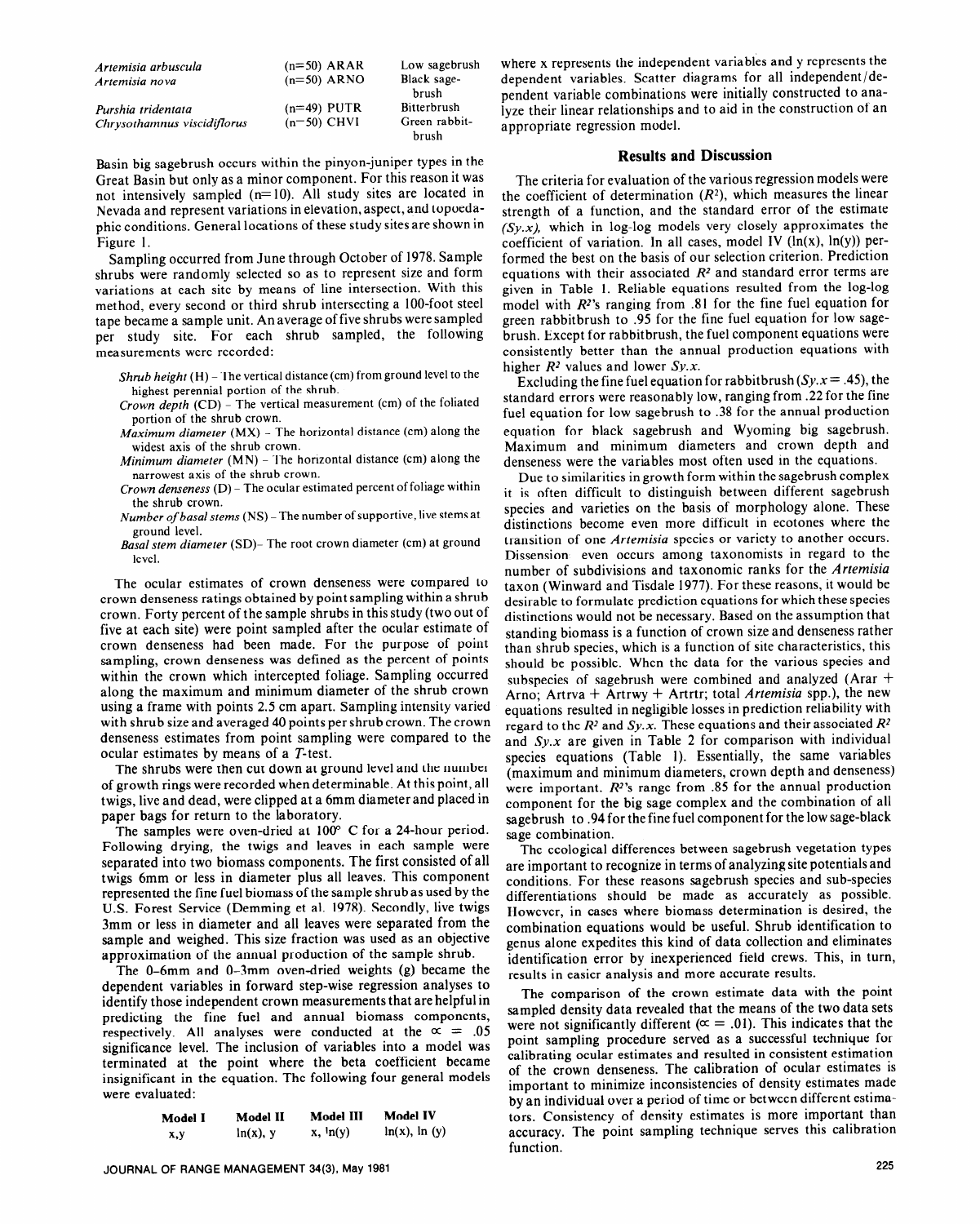| | | |
|---|---|---|
| *Artemisia arbuscula* | (n=50) ARAR | Low sagebrush |
| *Artemisia nova* | (n=50) ARNO | Black sagebrush |
| *Purshia tridentata* | (n=49) PUTR | Bitterbrush |
| *Chrysothamnus viscidiflorus* | (n=50) CHVI | Green rabbitbrush |

Basin big sagebrush occurs within the pinyon-juniper types in the Great Basin but only as a minor component. For this reason it was not intensively sampled (n=10). All study sites are located in Nevada and represent variations in elevation, aspect, and topoedaphic conditions. General locations of these study sites are shown in Figure 1.

Sampling occurred from June through October of 1978. Sample shrubs were randomly selected so as to represent size and form variations at each site by means of line intersection. With this method, every second or third shrub intersecting a 100-foot steel tape became a sample unit. An average of five shrubs were sampled per study site. For each shrub sampled, the following measurements were recorded:

- *Shrub height* (H) – The vertical distance (cm) from ground level to the highest perennial portion of the shrub.
- *Crown depth* (CD) – The vertical measurement (cm) of the foliated portion of the shrub crown.
- *Maximum diameter* (MX) – The horizontal distance (cm) along the widest axis of the shrub crown.
- *Minimum diameter* (MN) – The horizontal distance (cm) along the narrowest axis of the shrub crown.
- *Crown denseness* (D) – The ocular estimated percent of foliage within the shrub crown.
- *Number of basal stems* (NS) – The number of supportive, live stems at ground level.
- *Basal stem diameter* (SD)– The root crown diameter (cm) at ground level.

The ocular estimates of crown denseness were compared to crown denseness ratings obtained by point sampling within a shrub crown. Forty percent of the sample shrubs in this study (two out of five at each site) were point sampled after the ocular estimate of crown denseness had been made. For the purpose of point sampling, crown denseness was defined as the percent of points within the crown which intercepted foliage. Sampling occurred along the maximum and minimum diameter of the shrub crown using a frame with points 2.5 cm apart. Sampling intensity varied with shrub size and averaged 40 points per shrub crown. The crown denseness estimates from point sampling were compared to the ocular estimates by means of a *T*-test.

The shrubs were then cut down at ground level and the number of growth rings were recorded when determinable. At this point, all twigs, live and dead, were clipped at a 6mm diameter and placed in paper bags for return to the laboratory.

The samples were oven-dried at 100° C for a 24-hour period. Following drying, the twigs and leaves in each sample were separated into two biomass components. The first consisted of all twigs 6mm or less in diameter plus all leaves. This component represented the fine fuel biomass of the sample shrub as used by the U.S. Forest Service (Demming et al. 1978). Secondly, live twigs 3mm or less in diameter and all leaves were separated from the sample and weighed. This size fraction was used as an objective approximation of the annual production of the sample shrub.

The 0–6mm and 0–3mm oven-dried weights (g) became the dependent variables in forward step-wise regression analyses to identify those independent crown measurements that are helpful in predicting the fine fuel and annual biomass components, respectively. All analyses were conducted at the $\alpha = .05$ significance level. The inclusion of variables into a model was terminated at the point where the beta coefficient became insignificant in the equation. The following four general models were evaluated:

| Model I | Model II | Model III | Model IV |
|---|---|---|---|
| x,y | ln(x), y | x, ln(y) | ln(x), ln (y) |

where x represents the independent variables and y represents the dependent variables. Scatter diagrams for all independent/dependent variable combinations were initially constructed to analyze their linear relationships and to aid in the construction of an appropriate regression model.

## Results and Discussion

The criteria for evaluation of the various regression models were the coefficient of determination ($R^2$), which measures the linear strength of a function, and the standard error of the estimate ($Sy.x$), which in log-log models very closely approximates the coefficient of variation. In all cases, model IV (ln(x), ln(y)) performed the best on the basis of our selection criterion. Prediction equations with their associated $R^2$ and standard error terms are given in Table 1. Reliable equations resulted from the log-log model with $R^2$'s ranging from .81 for the fine fuel equation for green rabbitbrush to .95 for the fine fuel equation for low sagebrush. Except for rabbitbrush, the fuel component equations were consistently better than the annual production equations with higher $R^2$ values and lower $Sy.x$.

Excluding the fine fuel equation for rabbitbrush ($Sy.x = .45$), the standard errors were reasonably low, ranging from .22 for the fine fuel equation for low sagebrush to .38 for the annual production equation for black sagebrush and Wyoming big sagebrush. Maximum and minimum diameters and crown depth and denseness were the variables most often used in the equations.

Due to similarities in growth form within the sagebrush complex it is often difficult to distinguish between different sagebrush species and varieties on the basis of morphology alone. These distinctions become even more difficult in ecotones where the transition of one *Artemisia* species or variety to another occurs. Dissension even occurs among taxonomists in regard to the number of subdivisions and taxonomic ranks for the *Artemisia* taxon (Winward and Tisdale 1977). For these reasons, it would be desirable to formulate prediction equations for which these species distinctions would not be necessary. Based on the assumption that standing biomass is a function of crown size and denseness rather than shrub species, which is a function of site characteristics, this should be possible. When the data for the various species and subspecies of sagebrush were combined and analyzed (Arar + Arno; Artrva + Artrwy + Artrtr; total *Artemisia* spp.), the new equations resulted in negligible losses in prediction reliability with regard to the $R^2$ and $Sy.x$. These equations and their associated $R^2$ and $Sy.x$ are given in Table 2 for comparison with individual species equations (Table 1). Essentially, the same variables (maximum and minimum diameters, crown depth and denseness) were important. $R^2$'s range from .85 for the annual production component for the big sage complex and the combination of all sagebrush to .94 for the fine fuel component for the low sage-black sage combination.

The ecological differences between sagebrush vegetation types are important to recognize in terms of analyzing site potentials and conditions. For these reasons sagebrush species and sub-species differentiations should be made as accurately as possible. However, in cases where biomass determination is desired, the combination equations would be useful. Shrub identification to genus alone expedites this kind of data collection and eliminates identification error by inexperienced field crews. This, in turn, results in easier analysis and more accurate results.

The comparison of the crown estimate data with the point sampled density data revealed that the means of the two data sets were not significantly different ($\alpha = .01$). This indicates that the point sampling procedure served as a successful technique for calibrating ocular estimates and resulted in consistent estimation of the crown denseness. The calibration of ocular estimates is important to minimize inconsistencies of density estimates made by an individual over a period of time or between different estimators. Consistency of density estimates is more important than accuracy. The point sampling technique serves this calibration function.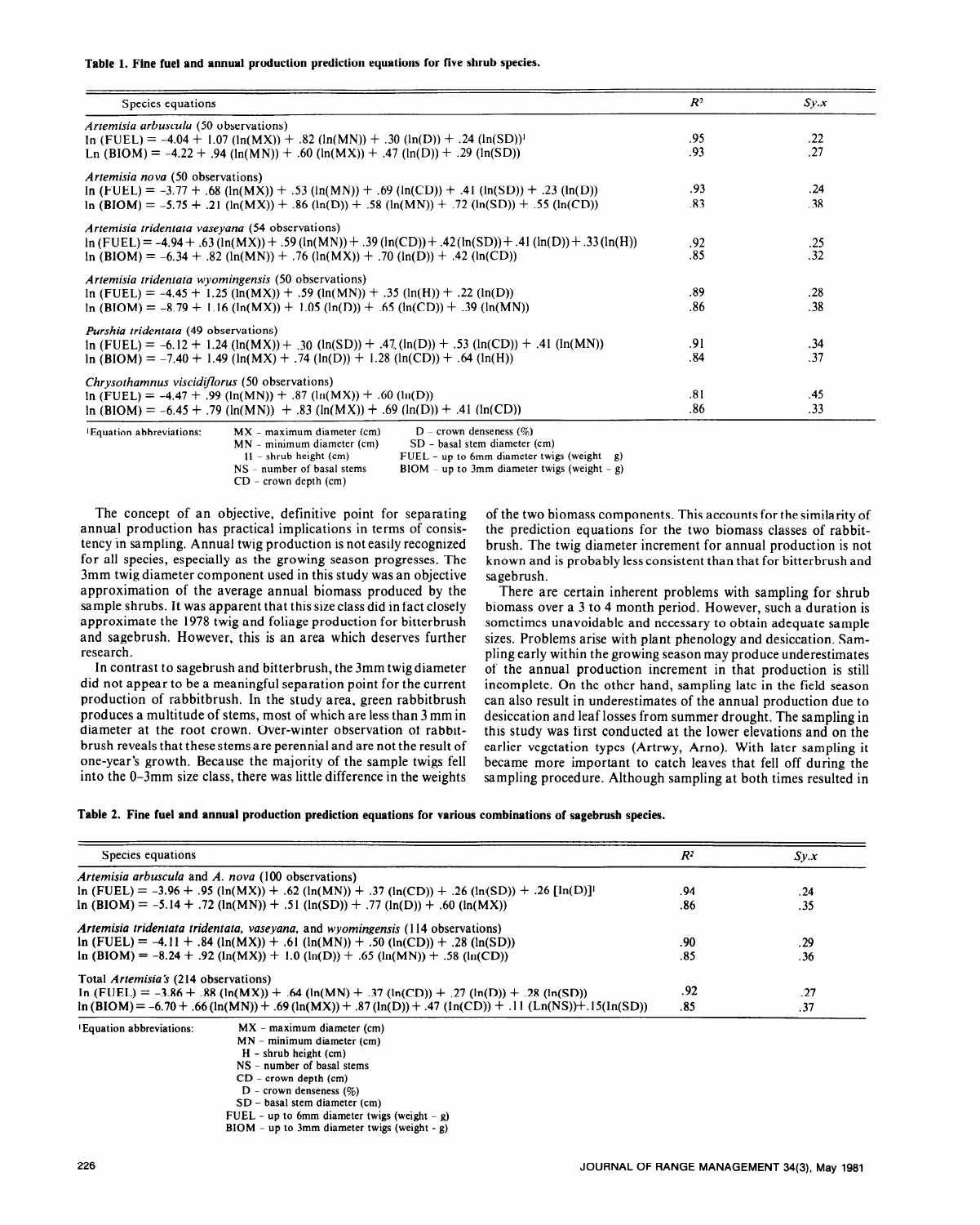**Table 1. Fine fuel and annual production prediction equations for five shrub species.**

| Species equations | $R^2$ | $Sy.x$ |
|---|---|---|
| *Artemisia arbuscula* (50 observations) | | |
| $\ln(\text{FUEL}) = -4.04 + 1.07(\ln(\text{MX})) + .82(\ln(\text{MN})) + .30(\ln(\text{D})) + .24(\ln(\text{SD}))$[1] | .95 | .22 |
| $\ln(\text{BIOM}) = -4.22 + .94(\ln(\text{MN})) + .60(\ln(\text{MX})) + .47(\ln(\text{D})) + .29(\ln(\text{SD}))$ | .93 | .27 |
| *Artemisia nova* (50 observations) | | |
| $\ln(\text{FUEL}) = -3.77 + .68(\ln(\text{MX})) + .53(\ln(\text{MN})) + .69(\ln(\text{CD})) + .41(\ln(\text{SD})) + .23(\ln(\text{D}))$ | .93 | .24 |
| $\ln(\text{BIOM}) = -5.75 + .21(\ln(\text{MX})) + .86(\ln(\text{D})) + .58(\ln(\text{MN})) + .72(\ln(\text{SD})) + .55(\ln(\text{CD}))$ | .83 | .38 |
| *Artemisia tridentata vaseyana* (54 observations) | | |
| $\ln(\text{FUEL}) = -4.94 + .63(\ln(\text{MX})) + .59(\ln(\text{MN})) + .39(\ln(\text{CD})) + .42(\ln(\text{SD})) + .41(\ln(\text{D})) + .33(\ln(\text{H}))$ | .92 | .25 |
| $\ln(\text{BIOM}) = -6.34 + .82(\ln(\text{MN})) + .76(\ln(\text{MX})) + .70(\ln(\text{D})) + .42(\ln(\text{CD}))$ | .85 | .32 |
| *Artemisia tridentata wyomingensis* (50 observations) | | |
| $\ln(\text{FUEL}) = -4.45 + 1.25(\ln(\text{MX})) + .59(\ln(\text{MN})) + .35(\ln(\text{H})) + .22(\ln(\text{D}))$ | .89 | .28 |
| $\ln(\text{BIOM}) = -8.79 + 1.16(\ln(\text{MX})) + 1.05(\ln(\text{D})) + .65(\ln(\text{CD})) + .39(\ln(\text{MN}))$ | .86 | .38 |
| *Purshia tridentata* (49 observations) | | |
| $\ln(\text{FUEL}) = -6.12 + 1.24(\ln(\text{MX})) + .30(\ln(\text{SD})) + .47(\ln(\text{D})) + .53(\ln(\text{CD})) + .41(\ln(\text{MN}))$ | .91 | .34 |
| $\ln(\text{BIOM}) = -7.40 + 1.49(\ln(\text{MX}) + .74(\ln(\text{D})) + 1.28(\ln(\text{CD})) + .64(\ln(\text{H}))$ | .84 | .37 |
| *Chrysothamnus viscidiflorus* (50 observations) | | |
| $\ln(\text{FUEL}) = -4.47 + .99(\ln(\text{MN})) + .87(\ln(\text{MX})) + .60(\ln(\text{D}))$ | .81 | .45 |
| $\ln(\text{BIOM}) = -6.45 + .79(\ln(\text{MN})) + .83(\ln(\text{MX})) + .69(\ln(\text{D})) + .41(\ln(\text{CD}))$ | .86 | .33 |

[1]Equation abbreviations:
- MX – maximum diameter (cm)
- MN – minimum diameter (cm)
- H – shrub height (cm)
- NS – number of basal stems
- CD – crown depth (cm)
- D – crown denseness (%)
- SD – basal stem diameter (cm)
- FUEL – up to 6mm diameter twigs (weight – g)
- BIOM – up to 3mm diameter twigs (weight – g)

The concept of an objective, definitive point for separating annual production has practical implications in terms of consistency in sampling. Annual twig production is not easily recognized for all species, especially as the growing season progresses. The 3mm twig diameter component used in this study was an objective approximation of the average annual biomass produced by the sample shrubs. It was apparent that this size class did in fact closely approximate the 1978 twig and foliage production for bitterbrush and sagebrush. However, this is an area which deserves further research.

In contrast to sagebrush and bitterbrush, the 3mm twig diameter did not appear to be a meaningful separation point for the current production of rabbitbrush. In the study area, green rabbitbrush produces a multitude of crowns, most of which are less than 3 mm in diameter at the root crown. Over-winter observation of rabbitbrush reveals that these stems are perennial and are not the result of one-year's growth. Because the majority of the sample twigs fell into the 0–3mm size class, there was little difference in the weights of the two biomass components. This accounts for the similarity of the prediction equations for the two biomass classes of rabbitbrush. The twig diameter increment for annual production is not known and is probably less consistent than that for bitterbrush and sagebrush.

There are certain inherent problems with sampling for shrub biomass over a 3 to 4 month period. However, such a duration is sometimes unavoidable and necessary to obtain adequate sample sizes. Problems arise with plant phenology and desiccation. Sampling early within the growing season may produce underestimates of the annual production increment in that production is still incomplete. On the other hand, sampling late in the field season can also result in underestimates of the annual production due to desiccation and leaf losses from summer drought. The sampling in this study was first conducted at the lower elevations and on the earlier vegetation types (Artrwy, Arno). With later sampling it became more important to catch leaves that fell off during the sampling procedure. Although sampling at both times resulted in

**Table 2. Fine fuel and annual production prediction equations for various combinations of sagebrush species.**

| Species equations | $R^2$ | $Sy.x$ |
|---|---|---|
| *Artemisia arbuscula* and *A. nova* (100 observations) | | |
| $\ln(\text{FUEL}) = -3.96 + .95(\ln(\text{MX})) + .62(\ln(\text{MN})) + .37(\ln(\text{CD})) + .26(\ln(\text{SD})) + .26[\ln(\text{D})]$[1] | .94 | .24 |
| $\ln(\text{BIOM}) = -5.14 + .72(\ln(\text{MN})) + .51(\ln(\text{SD})) + .77(\ln(\text{D})) + .60(\ln(\text{MX}))$ | .86 | .35 |
| *Artemisia tridentata tridentata, vaseyana,* and *wyomingensis* (114 observations) | | |
| $\ln(\text{FUEL}) = -4.11 + .84(\ln(\text{MX})) + .61(\ln(\text{MN})) + .50(\ln(\text{CD})) + .28(\ln(\text{SD}))$ | .90 | .29 |
| $\ln(\text{BIOM}) = -8.24 + .92(\ln(\text{MX})) + 1.0(\ln(\text{D})) + .65(\ln(\text{MN})) + .58(\ln(\text{CD}))$ | .85 | .36 |
| Total *Artemisia's* (214 observations) | | |
| $\ln(\text{FUEL}) = -3.86 + .88(\ln(\text{MX})) + .64(\ln(\text{MN}) + .37(\ln(\text{CD})) + .27(\ln(\text{D})) + .28(\ln(\text{SD}))$ | .92 | .27 |
| $\ln(\text{BIOM}) = -6.70 + .66(\ln(\text{MN})) + .69(\ln(\text{MX})) + .87(\ln(\text{D})) + .47(\ln(\text{CD})) + .11(\ln(\text{NS})) + .15(\ln(\text{SD}))$ | .85 | .37 |

[1]Equation abbreviations:
- MX – maximum diameter (cm)
- MN – minimum diameter (cm)
- H – shrub height (cm)
- NS – number of basal stems
- CD – crown depth (cm)
- D – crown denseness (%)
- SD – basal stem diameter (cm)
- FUEL – up to 6mm diameter twigs (weight – g)
- BIOM – up to 3mm diameter twigs (weight - g)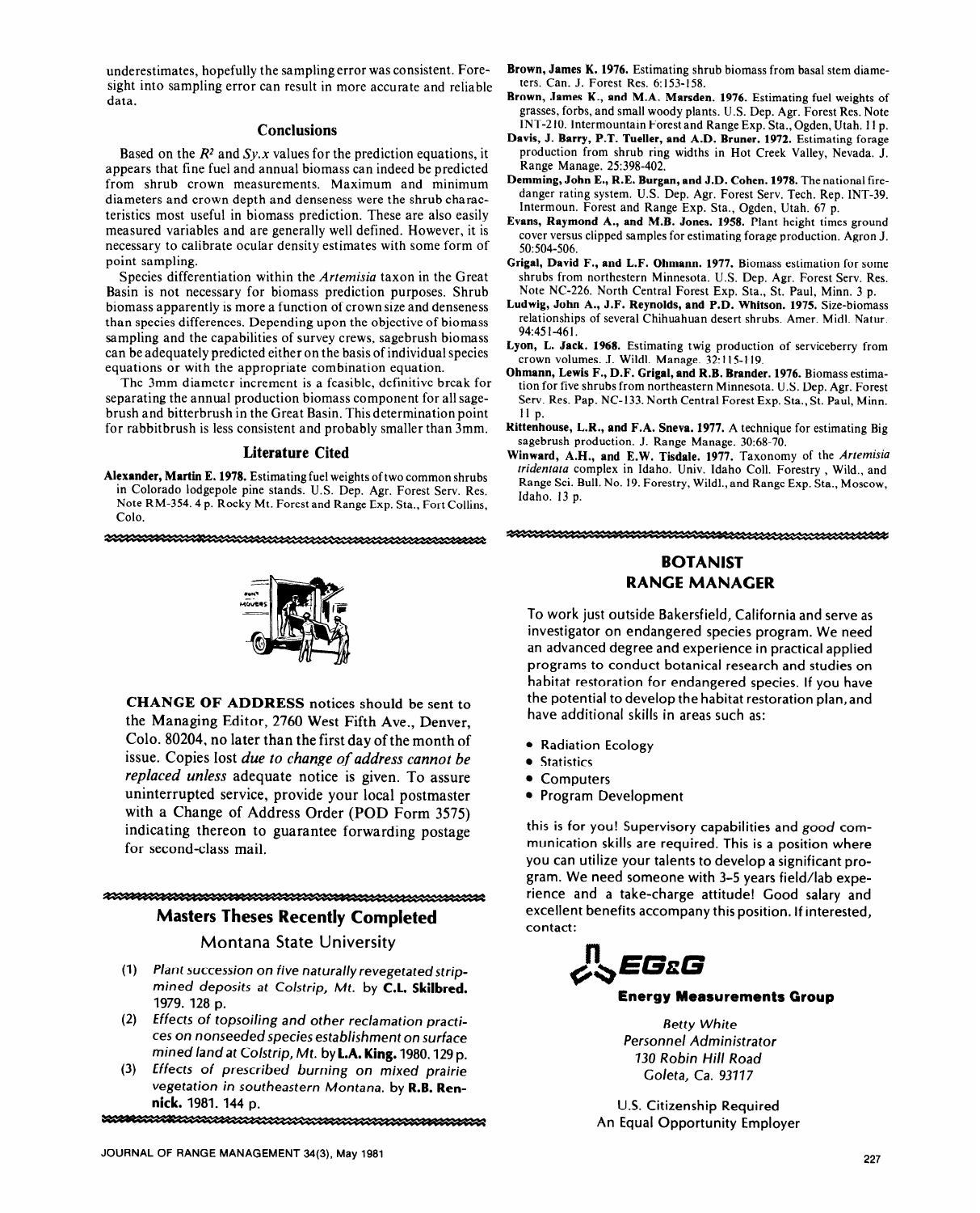underestimates, hopefully the sampling error was consistent. Foresight into sampling error can result in more accurate and reliable data.

## Conclusions

Based on the $R^2$ and $Sy.x$ values for the prediction equations, it appears that fine fuel and annual biomass can indeed be predicted from shrub crown measurements. Maximum and minimum diameters and crown depth and denseness were the shrub characteristics most useful in biomass prediction. These are also easily measured variables and are generally well defined. However, it is necessary to calibrate ocular density estimates with some form of point sampling.

Species differentiation within the *Artemisia* taxon in the Great Basin is not necessary for biomass prediction purposes. Shrub biomass apparently is more a function of crown size and denseness than species differences. Depending upon the objective of biomass sampling and the capabilities of survey crews, sagebrush biomass can be adequately predicted either on the basis of individual species equations or with the appropriate combination equation.

The 3mm diameter increment is a feasible, definitive break for separating the annual production biomass component for all sagebrush and bitterbrush in the Great Basin. This determination point for rabbitbrush is less consistent and probably smaller than 3mm.

## Literature Cited

**Alexander, Martin E. 1978.** Estimating fuel weights of two common shrubs in Colorado lodgepole pine stands. U.S. Dep. Agr. Forest Serv. Res. Note RM-354. 4 p. Rocky Mt. Forest and Range Exp. Sta., Fort Collins, Colo.

**Brown, James K. 1976.** Estimating shrub biomass from basal stem diameters. Can. J. Forest Res. 6:153-158.

**Brown, James K., and M.A. Marsden. 1976.** Estimating fuel weights of grasses, forbs, and small woody plants. U.S. Dep. Agr. Forest Res. Note INT-210. Intermountain Forest and Range Exp. Sta., Ogden, Utah. 11 p.

**Davis, J. Barry, P.T. Tueller, and A.D. Bruner. 1972.** Estimating forage production from shrub ring widths in Hot Creek Valley, Nevada. J. Range Manage. 25:398-402.

**Demming, John E., R.E. Burgan, and J.D. Cohen. 1978.** The national fire-danger rating system. U.S. Dep. Agr. Forest Serv. Tech. Rep. INT-39. Intermoun. Forest and Range Exp. Sta., Ogden, Utah. 67 p.

**Evans, Raymond A., and M.B. Jones. 1958.** Plant height times ground cover versus clipped samples for estimating forage production. Agron J. 50:504-506.

**Grigal, David F., and L.F. Ohmann. 1977.** Biomass estimation for some shrubs from northeastern Minnesota. U.S. Dep. Agr. Forest Serv. Res. Note NC-226. North Central Forest Exp. Sta., St. Paul, Minn. 3 p.

**Ludwig, John A., J.F. Reynolds, and P.D. Whitson. 1975.** Size-biomass relationships of several Chihuahuan desert shrubs. Amer. Midl. Natur. 94:451-461.

**Lyon, L. Jack. 1968.** Estimating twig production of serviceberry from crown volumes. J. Wildl. Manage. 32:115-119.

**Ohmann, Lewis F., D.F. Grigal, and R.B. Brander. 1976.** Biomass estimation for five shrubs from northeastern Minnesota. U.S. Dep. Agr. Forest Serv. Res. Pap. NC-133. North Central Forest Exp. Sta., St. Paul, Minn. 11 p.

**Rittenhouse, L.R., and F.A. Sneva. 1977.** A technique for estimating Big sagebrush production. J. Range Manage. 30:68-70.

**Winward, A.H., and E.W. Tisdale. 1977.** Taxonomy of the *Artemisia tridentata* complex in Idaho. Univ. Idaho Coll. Forestry, Wild., and Range Sci. Bull. No. 19. Forestry, Wildl., and Range Exp. Sta., Moscow, Idaho. 13 p.

---

**CHANGE OF ADDRESS** notices should be sent to the Managing Editor, 2760 West Fifth Ave., Denver, Colo. 80204, no later than the first day of the month of issue. Copies lost *due to change of address cannot be replaced unless* adequate notice is given. To assure uninterrupted service, provide your local postmaster with a Change of Address Order (POD Form 3575) indicating thereon to guarantee forwarding postage for second-class mail.

---

## Masters Theses Recently Completed

### Montana State University

(1) *Plant succession on five naturally revegetated strip-mined deposits at Colstrip, Mt.* by **C.L. Skilbred.** 1979. 128 p.

(2) *Effects of topsoiling and other reclamation practices on nonseeded species establishment on surface mined land at Colstrip, Mt.* by **L.A. King.** 1980. 129 p.

(3) *Effects of prescribed burning on mixed prairie vegetation in southeastern Montana.* by **R.B. Rennick.** 1981. 144 p.

---

## BOTANIST RANGE MANAGER

To work just outside Bakersfield, California and serve as investigator on endangered species program. We need an advanced degree and experience in practical applied programs to conduct botanical research and studies on habitat restoration for endangered species. If you have the potential to develop the habitat restoration plan, and have additional skills in areas such as:

- Radiation Ecology
- Statistics
- Computers
- Program Development

this is for you! Supervisory capabilities and good communication skills are required. This is a position where you can utilize your talents to develop a significant program. We need someone with 3-5 years field/lab experience and a take-charge attitude! Good salary and excellent benefits accompany this position. If interested, contact:

**EG&G**

**Energy Measurements Group**

*Betty White*
*Personnel Administrator*
*130 Robin Hill Road*
*Goleta, Ca. 93117*

U.S. Citizenship Required
An Equal Opportunity Employer